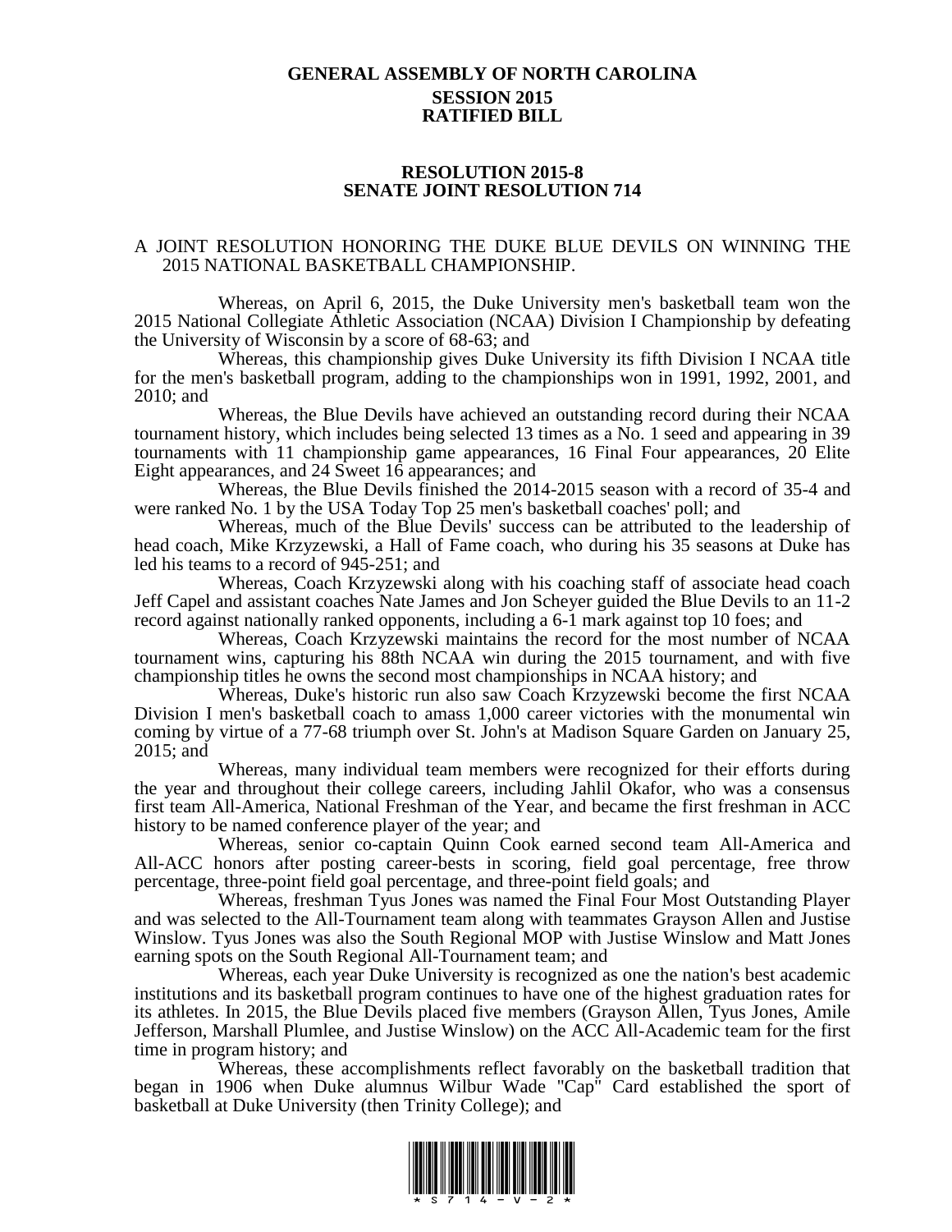# GENERAL ASSEMBLY OF NORTH CAROLINA
## SESSION 2015
## RATIFIED BILL

## RESOLUTION 2015-8
## SENATE JOINT RESOLUTION 714

A JOINT RESOLUTION HONORING THE DUKE BLUE DEVILS ON WINNING THE 2015 NATIONAL BASKETBALL CHAMPIONSHIP.

Whereas, on April 6, 2015, the Duke University men's basketball team won the 2015 National Collegiate Athletic Association (NCAA) Division I Championship by defeating the University of Wisconsin by a score of 68-63; and

Whereas, this championship gives Duke University its fifth Division I NCAA title for the men's basketball program, adding to the championships won in 1991, 1992, 2001, and 2010; and

Whereas, the Blue Devils have achieved an outstanding record during their NCAA tournament history, which includes being selected 13 times as a No. 1 seed and appearing in 39 tournaments with 11 championship game appearances, 16 Final Four appearances, 20 Elite Eight appearances, and 24 Sweet 16 appearances; and

Whereas, the Blue Devils finished the 2014-2015 season with a record of 35-4 and were ranked No. 1 by the USA Today Top 25 men's basketball coaches' poll; and

Whereas, much of the Blue Devils' success can be attributed to the leadership of head coach, Mike Krzyzewski, a Hall of Fame coach, who during his 35 seasons at Duke has led his teams to a record of 945-251; and

Whereas, Coach Krzyzewski along with his coaching staff of associate head coach Jeff Capel and assistant coaches Nate James and Jon Scheyer guided the Blue Devils to an 11-2 record against nationally ranked opponents, including a 6-1 mark against top 10 foes; and

Whereas, Coach Krzyzewski maintains the record for the most number of NCAA tournament wins, capturing his 88th NCAA win during the 2015 tournament, and with five championship titles he owns the second most championships in NCAA history; and

Whereas, Duke's historic run also saw Coach Krzyzewski become the first NCAA Division I men's basketball coach to amass 1,000 career victories with the monumental win coming by virtue of a 77-68 triumph over St. John's at Madison Square Garden on January 25, 2015; and

Whereas, many individual team members were recognized for their efforts during the year and throughout their college careers, including Jahlil Okafor, who was a consensus first team All-America, National Freshman of the Year, and became the first freshman in ACC history to be named conference player of the year; and

Whereas, senior co-captain Quinn Cook earned second team All-America and All-ACC honors after posting career-bests in scoring, field goal percentage, free throw percentage, three-point field goal percentage, and three-point field goals; and

Whereas, freshman Tyus Jones was named the Final Four Most Outstanding Player and was selected to the All-Tournament team along with teammates Grayson Allen and Justise Winslow. Tyus Jones was also the South Regional MOP with Justise Winslow and Matt Jones earning spots on the South Regional All-Tournament team; and

Whereas, each year Duke University is recognized as one the nation's best academic institutions and its basketball program continues to have one of the highest graduation rates for its athletes. In 2015, the Blue Devils placed five members (Grayson Allen, Tyus Jones, Amile Jefferson, Marshall Plumlee, and Justise Winslow) on the ACC All-Academic team for the first time in program history; and

Whereas, these accomplishments reflect favorably on the basketball tradition that began in 1906 when Duke alumnus Wilbur Wade "Cap" Card established the sport of basketball at Duke University (then Trinity College); and

\* S 7 1 4 - V - 2 \*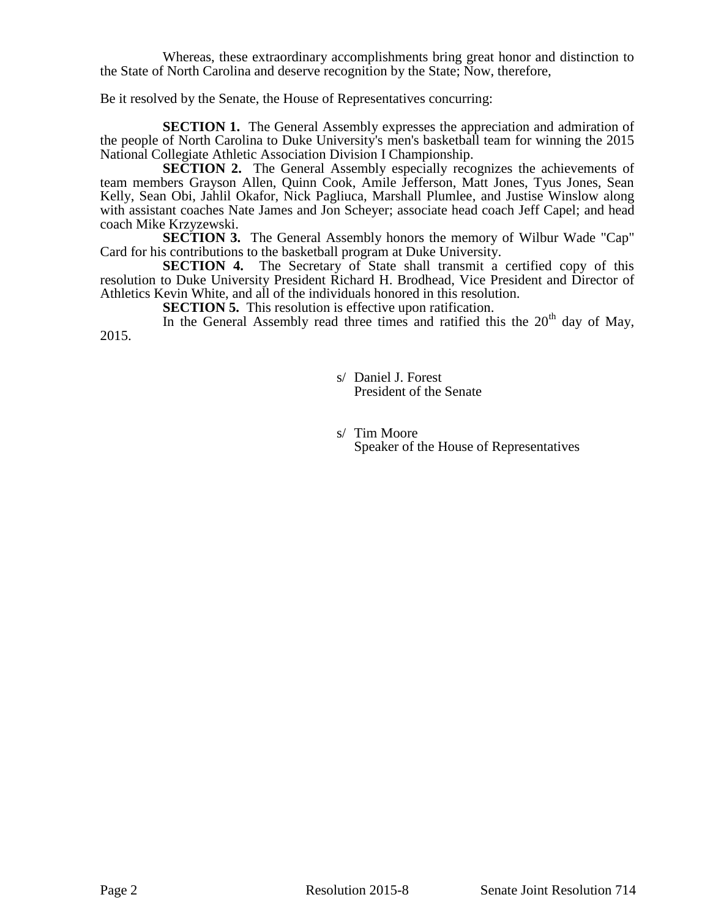Whereas, these extraordinary accomplishments bring great honor and distinction to the State of North Carolina and deserve recognition by the State; Now, therefore,

Be it resolved by the Senate, the House of Representatives concurring:

**SECTION 1.** The General Assembly expresses the appreciation and admiration of the people of North Carolina to Duke University's men's basketball team for winning the 2015 National Collegiate Athletic Association Division I Championship.

**SECTION 2.** The General Assembly especially recognizes the achievements of team members Grayson Allen, Quinn Cook, Amile Jefferson, Matt Jones, Tyus Jones, Sean Kelly, Sean Obi, Jahlil Okafor, Nick Pagliuca, Marshall Plumlee, and Justise Winslow along with assistant coaches Nate James and Jon Scheyer; associate head coach Jeff Capel; and head coach Mike Krzyzewski.

**SECTION 3.** The General Assembly honors the memory of Wilbur Wade "Cap" Card for his contributions to the basketball program at Duke University.

**SECTION 4.** The Secretary of State shall transmit a certified copy of this resolution to Duke University President Richard H. Brodhead, Vice President and Director of Athletics Kevin White, and all of the individuals honored in this resolution.

**SECTION 5.** This resolution is effective upon ratification.

In the General Assembly read three times and ratified this the 20th day of May, 2015.

s/ Daniel J. Forest
President of the Senate

s/ Tim Moore
Speaker of the House of Representatives